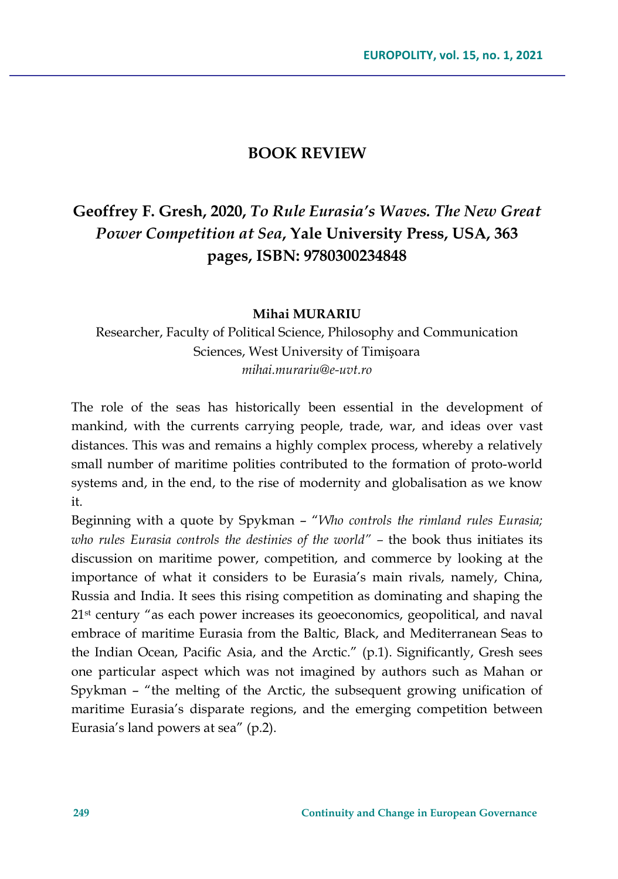# BOOK REVIEW

## Geoffrey F. Gresh, 2020, *To Rule Eurasia's Waves. The New Great Power Competition at Sea*, Yale University Press, USA, 363 pages, ISBN: 9780300234848

**Mihai MURARIU**

Researcher, Faculty of Political Science, Philosophy and Communication Sciences, West University of Timișoara

*mihai.murariu@e-uvt.ro*

The role of the seas has historically been essential in the development of mankind, with the currents carrying people, trade, war, and ideas over vast distances. This was and remains a highly complex process, whereby a relatively small number of maritime polities contributed to the formation of proto-world systems and, in the end, to the rise of modernity and globalisation as we know it.

Beginning with a quote by Spykman – "*Who controls the rimland rules Eurasia; who rules Eurasia controls the destinies of the world*" – the book thus initiates its discussion on maritime power, competition, and commerce by looking at the importance of what it considers to be Eurasia's main rivals, namely, China, Russia and India. It sees this rising competition as dominating and shaping the 21st century "as each power increases its geoeconomics, geopolitical, and naval embrace of maritime Eurasia from the Baltic, Black, and Mediterranean Seas to the Indian Ocean, Pacific Asia, and the Arctic." (p.1). Significantly, Gresh sees one particular aspect which was not imagined by authors such as Mahan or Spykman – "the melting of the Arctic, the subsequent growing unification of maritime Eurasia's disparate regions, and the emerging competition between Eurasia's land powers at sea" (p.2).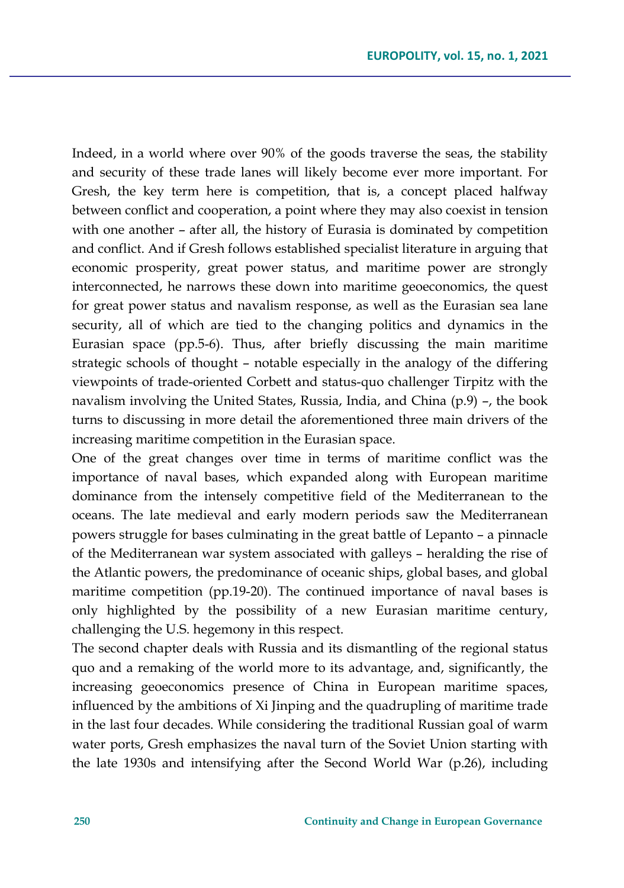Indeed, in a world where over 90% of the goods traverse the seas, the stability and security of these trade lanes will likely become ever more important. For Gresh, the key term here is competition, that is, a concept placed halfway between conflict and cooperation, a point where they may also coexist in tension with one another – after all, the history of Eurasia is dominated by competition and conflict. And if Gresh follows established specialist literature in arguing that economic prosperity, great power status, and maritime power are strongly interconnected, he narrows these down into maritime geoeconomics, the quest for great power status and navalism response, as well as the Eurasian sea lane security, all of which are tied to the changing politics and dynamics in the Eurasian space (pp.5-6). Thus, after briefly discussing the main maritime strategic schools of thought – notable especially in the analogy of the differing viewpoints of trade-oriented Corbett and status-quo challenger Tirpitz with the navalism involving the United States, Russia, India, and China (p.9) –, the book turns to discussing in more detail the aforementioned three main drivers of the increasing maritime competition in the Eurasian space.

One of the great changes over time in terms of maritime conflict was the importance of naval bases, which expanded along with European maritime dominance from the intensely competitive field of the Mediterranean to the oceans. The late medieval and early modern periods saw the Mediterranean powers struggle for bases culminating in the great battle of Lepanto – a pinnacle of the Mediterranean war system associated with galleys – heralding the rise of the Atlantic powers, the predominance of oceanic ships, global bases, and global maritime competition (pp.19-20). The continued importance of naval bases is only highlighted by the possibility of a new Eurasian maritime century, challenging the U.S. hegemony in this respect.

The second chapter deals with Russia and its dismantling of the regional status quo and a remaking of the world more to its advantage, and, significantly, the increasing geoeconomics presence of China in European maritime spaces, influenced by the ambitions of Xi Jinping and the quadrupling of maritime trade in the last four decades. While considering the traditional Russian goal of warm water ports, Gresh emphasizes the naval turn of the Soviet Union starting with the late 1930s and intensifying after the Second World War (p.26), including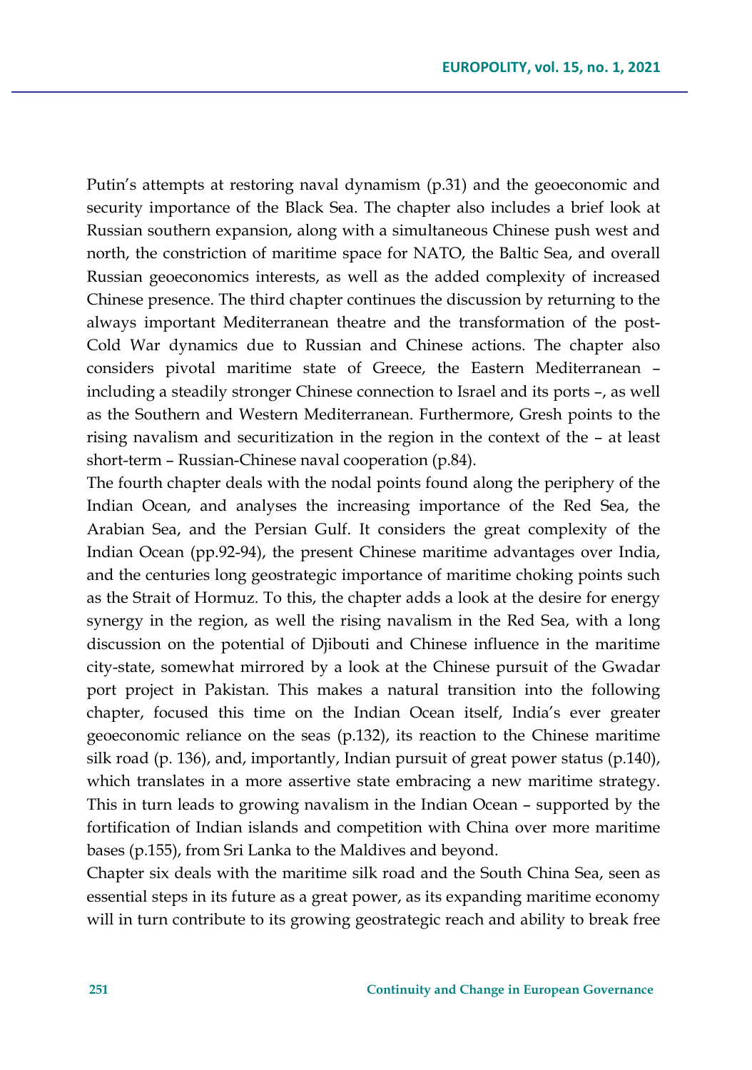Putin's attempts at restoring naval dynamism (p.31) and the geoeconomic and security importance of the Black Sea. The chapter also includes a brief look at Russian southern expansion, along with a simultaneous Chinese push west and north, the constriction of maritime space for NATO, the Baltic Sea, and overall Russian geoeconomics interests, as well as the added complexity of increased Chinese presence. The third chapter continues the discussion by returning to the always important Mediterranean theatre and the transformation of the post-Cold War dynamics due to Russian and Chinese actions. The chapter also considers pivotal maritime state of Greece, the Eastern Mediterranean – including a steadily stronger Chinese connection to Israel and its ports –, as well as the Southern and Western Mediterranean. Furthermore, Gresh points to the rising navalism and securitization in the region in the context of the – at least short-term – Russian-Chinese naval cooperation (p.84).

The fourth chapter deals with the nodal points found along the periphery of the Indian Ocean, and analyses the increasing importance of the Red Sea, the Arabian Sea, and the Persian Gulf. It considers the great complexity of the Indian Ocean (pp.92-94), the present Chinese maritime advantages over India, and the centuries long geostrategic importance of maritime choking points such as the Strait of Hormuz. To this, the chapter adds a look at the desire for energy synergy in the region, as well the rising navalism in the Red Sea, with a long discussion on the potential of Djibouti and Chinese influence in the maritime city-state, somewhat mirrored by a look at the Chinese pursuit of the Gwadar port project in Pakistan. This makes a natural transition into the following chapter, focused this time on the Indian Ocean itself, India's ever greater geoeconomic reliance on the seas (p.132), its reaction to the Chinese maritime silk road (p. 136), and, importantly, Indian pursuit of great power status (p.140), which translates in a more assertive state embracing a new maritime strategy. This in turn leads to growing navalism in the Indian Ocean – supported by the fortification of Indian islands and competition with China over more maritime bases (p.155), from Sri Lanka to the Maldives and beyond.

Chapter six deals with the maritime silk road and the South China Sea, seen as essential steps in its future as a great power, as its expanding maritime economy will in turn contribute to its growing geostrategic reach and ability to break free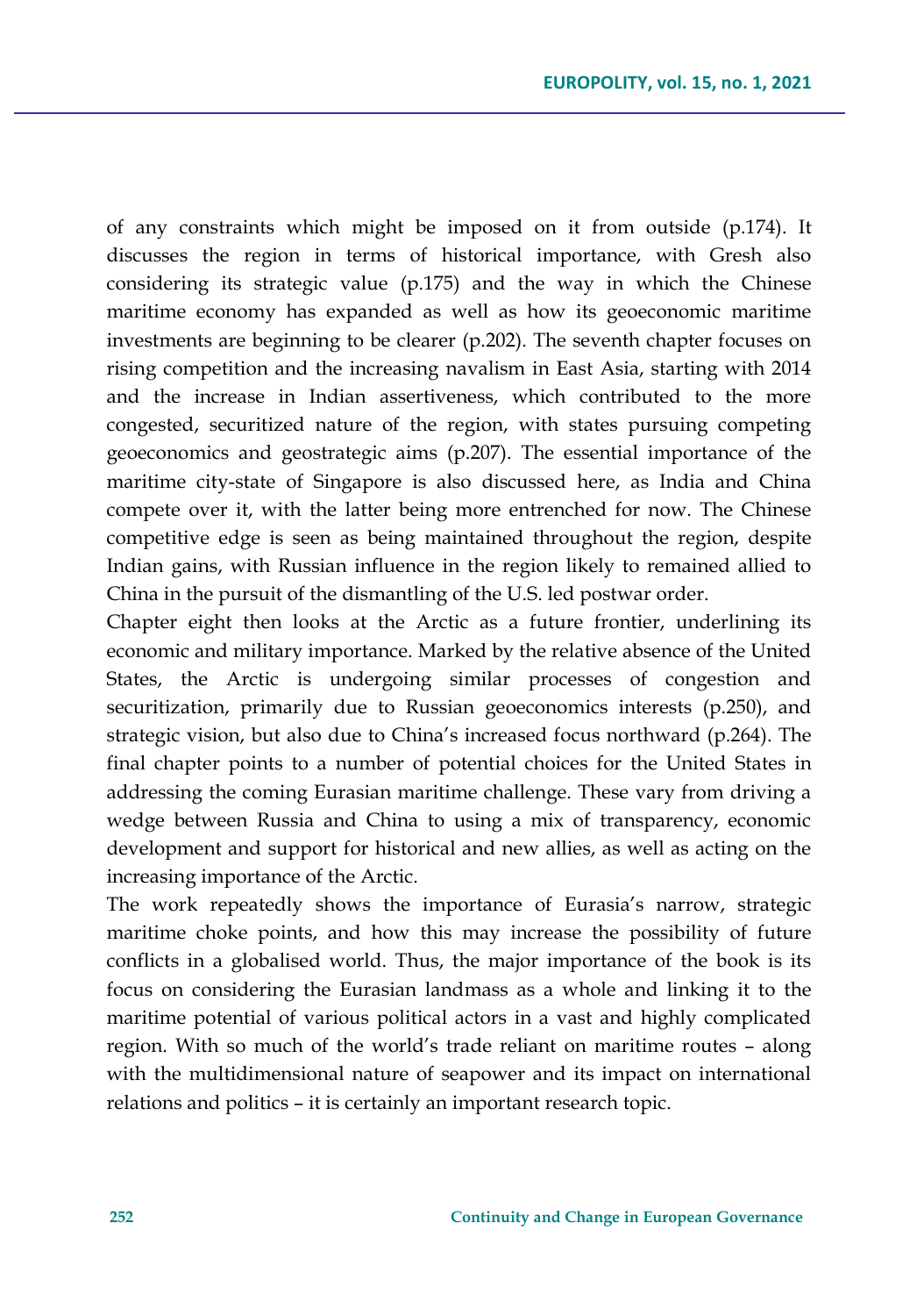of any constraints which might be imposed on it from outside (p.174). It discusses the region in terms of historical importance, with Gresh also considering its strategic value (p.175) and the way in which the Chinese maritime economy has expanded as well as how its geoeconomic maritime investments are beginning to be clearer (p.202). The seventh chapter focuses on rising competition and the increasing navalism in East Asia, starting with 2014 and the increase in Indian assertiveness, which contributed to the more congested, securitized nature of the region, with states pursuing competing geoeconomics and geostrategic aims (p.207). The essential importance of the maritime city-state of Singapore is also discussed here, as India and China compete over it, with the latter being more entrenched for now. The Chinese competitive edge is seen as being maintained throughout the region, despite Indian gains, with Russian influence in the region likely to remained allied to China in the pursuit of the dismantling of the U.S. led postwar order.

Chapter eight then looks at the Arctic as a future frontier, underlining its economic and military importance. Marked by the relative absence of the United States, the Arctic is undergoing similar processes of congestion and securitization, primarily due to Russian geoeconomics interests (p.250), and strategic vision, but also due to China's increased focus northward (p.264). The final chapter points to a number of potential choices for the United States in addressing the coming Eurasian maritime challenge. These vary from driving a wedge between Russia and China to using a mix of transparency, economic development and support for historical and new allies, as well as acting on the increasing importance of the Arctic.

The work repeatedly shows the importance of Eurasia's narrow, strategic maritime choke points, and how this may increase the possibility of future conflicts in a globalised world. Thus, the major importance of the book is its focus on considering the Eurasian landmass as a whole and linking it to the maritime potential of various political actors in a vast and highly complicated region. With so much of the world's trade reliant on maritime routes – along with the multidimensional nature of seapower and its impact on international relations and politics – it is certainly an important research topic.